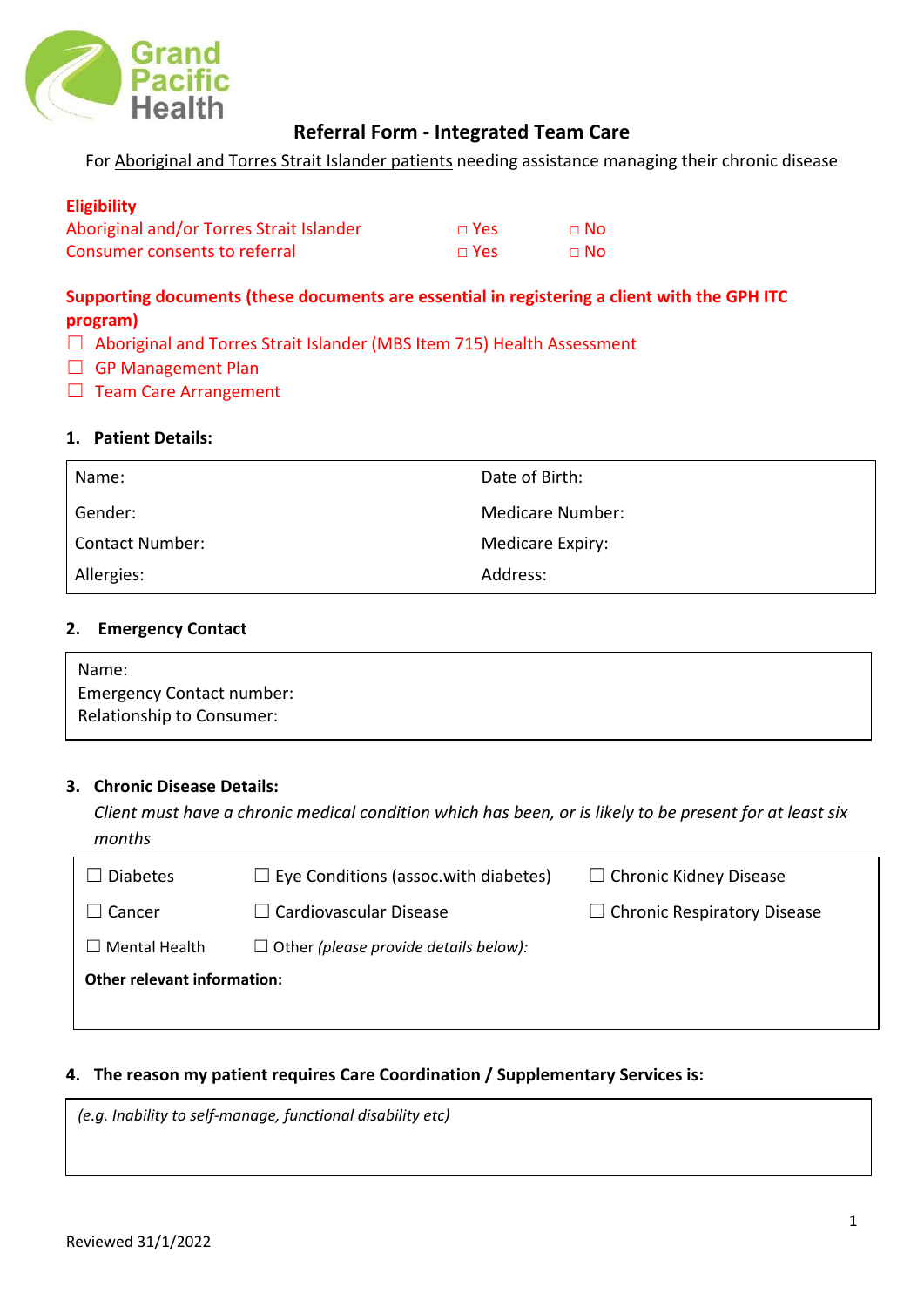Grand Pacific Health

# Referral Form - Integrated Team Care

For Aboriginal and Torres Strait Islander patients needing assistance managing their chronic disease

**Eligibility**

| | | |
|---|---|---|
| Aboriginal and/or Torres Strait Islander | □ Yes | □ No |
| Consumer consents to referral | □ Yes | □ No |

**Supporting documents (these documents are essential in registering a client with the GPH ITC program)**

☐ Aboriginal and Torres Strait Islander (MBS Item 715) Health Assessment
☐ GP Management Plan
☐ Team Care Arrangement

## 1. Patient Details:

| | |
|---|---|
| Name: | Date of Birth: |
| Gender: | Medicare Number: |
| Contact Number: | Medicare Expiry: |
| Allergies: | Address: |

## 2. Emergency Contact

Name:
Emergency Contact number:
Relationship to Consumer:

## 3. Chronic Disease Details:

*Client must have a chronic medical condition which has been, or is likely to be present for at least six months*

| | | |
|---|---|---|
| ☐ Diabetes | ☐ Eye Conditions (assoc.with diabetes) | ☐ Chronic Kidney Disease |
| ☐ Cancer | ☐ Cardiovascular Disease | ☐ Chronic Respiratory Disease |
| ☐ Mental Health | ☐ Other *(please provide details below):* | |

**Other relevant information:**

## 4. The reason my patient requires Care Coordination / Supplementary Services is:

*(e.g. Inability to self-manage, functional disability etc)*

Reviewed 31/1/2022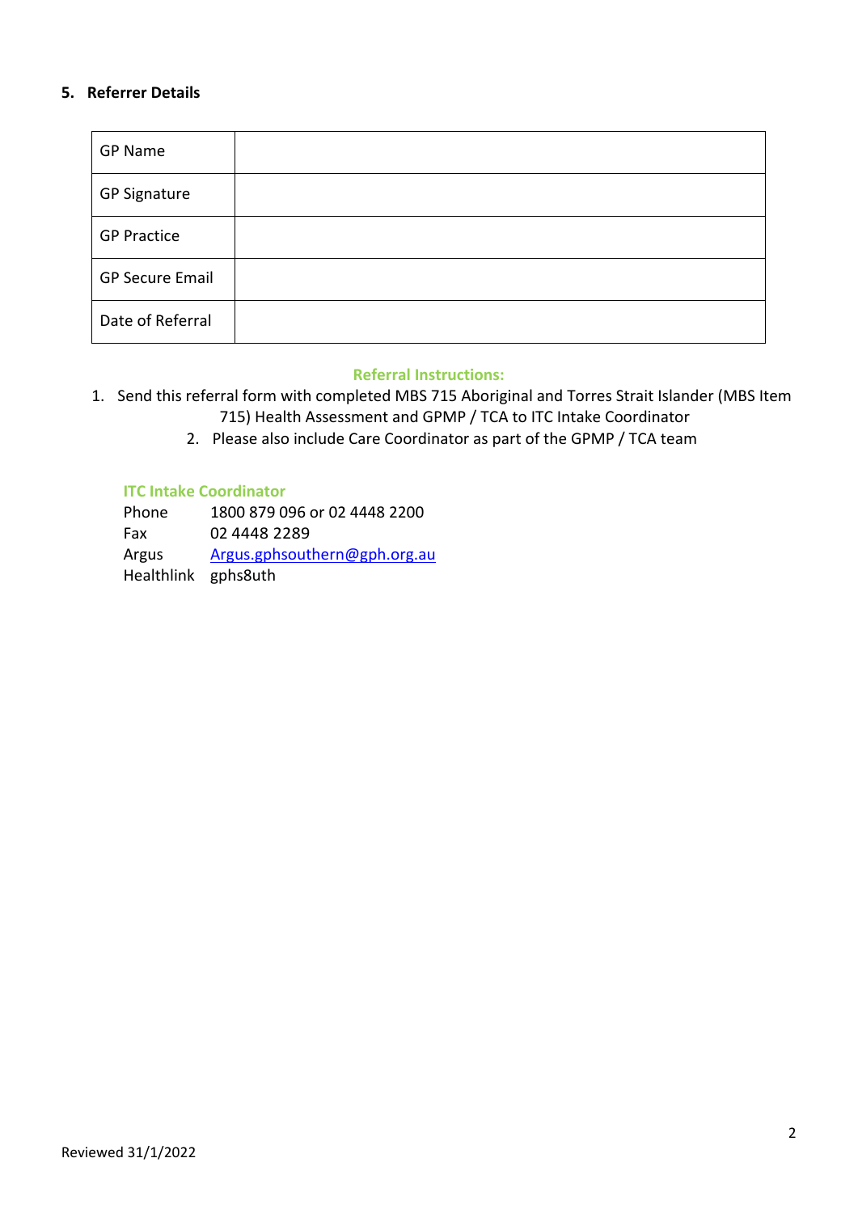## 5. Referrer Details

| | |
|---|---|
| GP Name | |
| GP Signature | |
| GP Practice | |
| GP Secure Email | |
| Date of Referral | |

**Referral Instructions:**

1. Send this referral form with completed MBS 715 Aboriginal and Torres Strait Islander (MBS Item 715) Health Assessment and GPMP / TCA to ITC Intake Coordinator
2. Please also include Care Coordinator as part of the GPMP / TCA team

**ITC Intake Coordinator**

Phone 1800 879 096 or 02 4448 2200
Fax 02 4448 2289
Argus Argus.gphsouthern@gph.org.au
Healthlink gphs8uth

Reviewed 31/1/2022